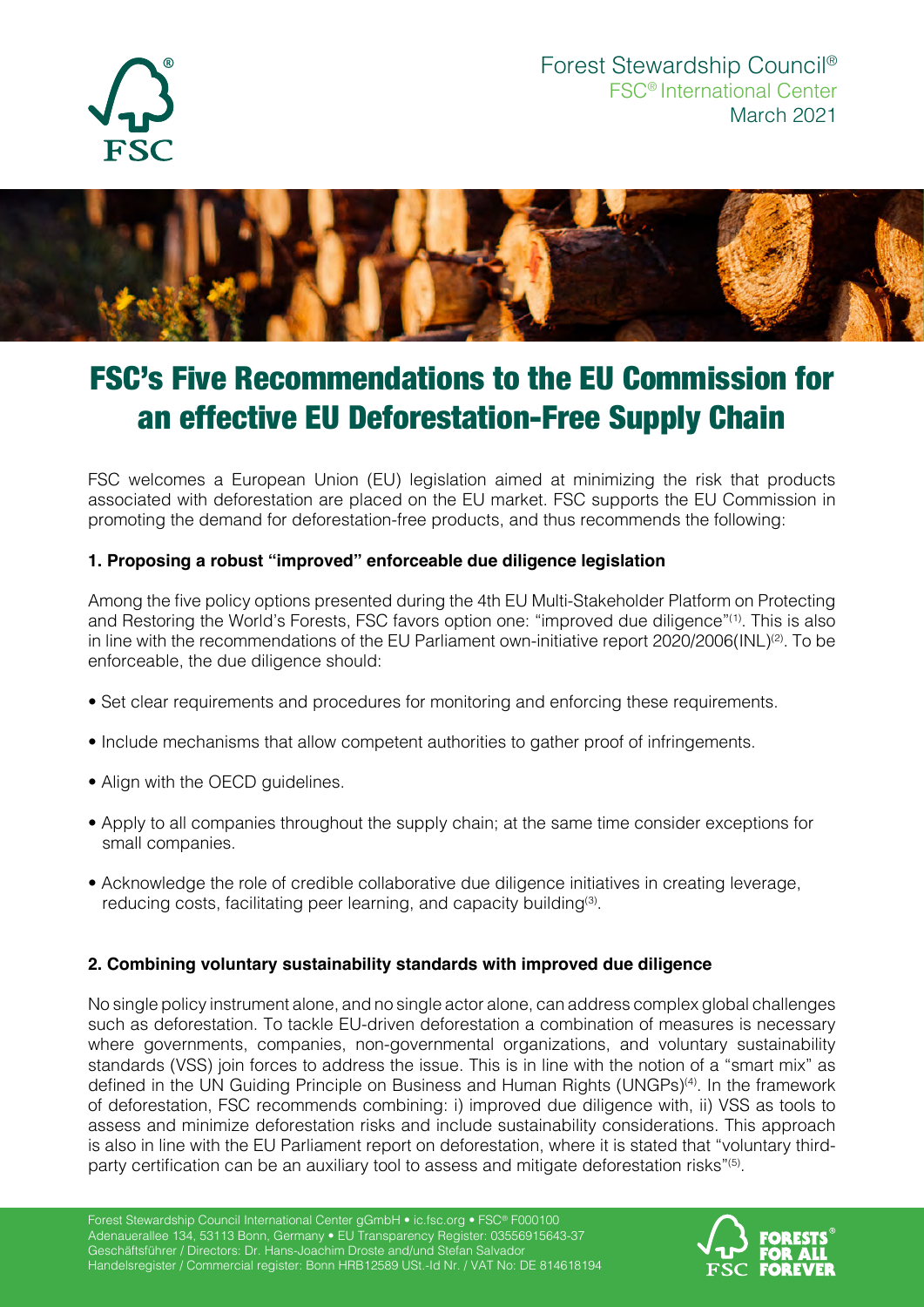Forest Stewardship Council®
FSC® International Center
March 2021

# FSC's Five Recommendations to the EU Commission for an effective EU Deforestation-Free Supply Chain

FSC welcomes a European Union (EU) legislation aimed at minimizing the risk that products associated with deforestation are placed on the EU market. FSC supports the EU Commission in promoting the demand for deforestation-free products, and thus recommends the following:

**1. Proposing a robust "improved" enforceable due diligence legislation**

Among the five policy options presented during the 4th EU Multi-Stakeholder Platform on Protecting and Restoring the World's Forests, FSC favors option one: "improved due diligence"(1). This is also in line with the recommendations of the EU Parliament own-initiative report 2020/2006(INL)(2). To be enforceable, the due diligence should:

- Set clear requirements and procedures for monitoring and enforcing these requirements.
- Include mechanisms that allow competent authorities to gather proof of infringements.
- Align with the OECD guidelines.
- Apply to all companies throughout the supply chain; at the same time consider exceptions for small companies.
- Acknowledge the role of credible collaborative due diligence initiatives in creating leverage, reducing costs, facilitating peer learning, and capacity building(3).

**2. Combining voluntary sustainability standards with improved due diligence**

No single policy instrument alone, and no single actor alone, can address complex global challenges such as deforestation. To tackle EU-driven deforestation a combination of measures is necessary where governments, companies, non-governmental organizations, and voluntary sustainability standards (VSS) join forces to address the issue. This is in line with the notion of a "smart mix" as defined in the UN Guiding Principle on Business and Human Rights (UNGPs)(4). In the framework of deforestation, FSC recommends combining: i) improved due diligence with, ii) VSS as tools to assess and minimize deforestation risks and include sustainability considerations. This approach is also in line with the EU Parliament report on deforestation, where it is stated that "voluntary third-party certification can be an auxiliary tool to assess and mitigate deforestation risks"(5).

Forest Stewardship Council International Center gGmbH • ic.fsc.org • FSC® F000100
Adenauerallee 134, 53113 Bonn, Germany • EU Transparency Register: 03556915643-37
Geschäftsführer / Directors: Dr. Hans-Joachim Droste and/und Stefan Salvador
Handelsregister / Commercial register: Bonn HRB12589 USt.-Id Nr. / VAT No: DE 814618194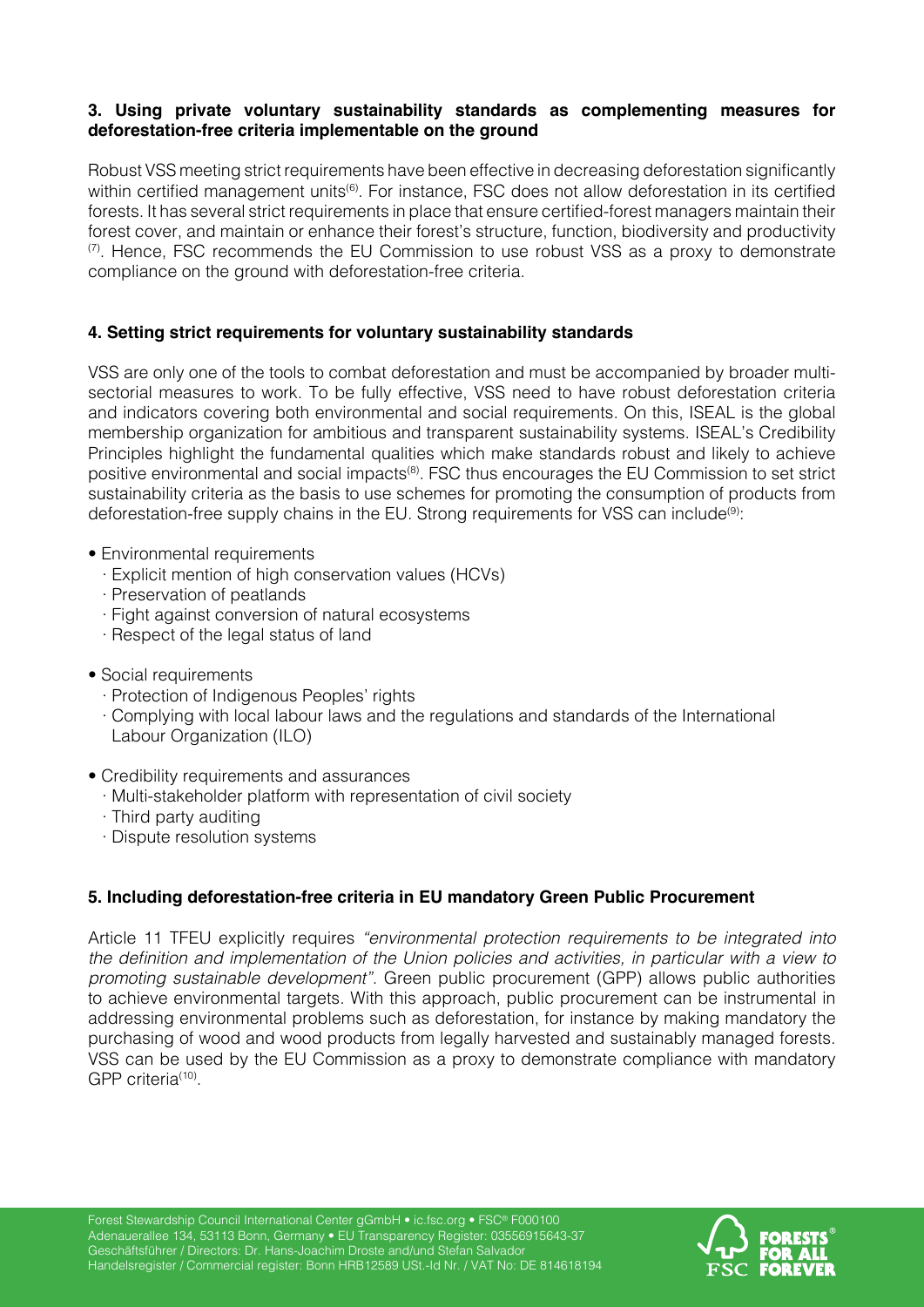### 3. Using private voluntary sustainability standards as complementing measures for deforestation-free criteria implementable on the ground

Robust VSS meeting strict requirements have been effective in decreasing deforestation significantly within certified management units[6]. For instance, FSC does not allow deforestation in its certified forests. It has several strict requirements in place that ensure certified-forest managers maintain their forest cover, and maintain or enhance their forest's structure, function, biodiversity and productivity [7]. Hence, FSC recommends the EU Commission to use robust VSS as a proxy to demonstrate compliance on the ground with deforestation-free criteria.

### 4. Setting strict requirements for voluntary sustainability standards

VSS are only one of the tools to combat deforestation and must be accompanied by broader multi-sectorial measures to work. To be fully effective, VSS need to have robust deforestation criteria and indicators covering both environmental and social requirements. On this, ISEAL is the global membership organization for ambitious and transparent sustainability systems. ISEAL's Credibility Principles highlight the fundamental qualities which make standards robust and likely to achieve positive environmental and social impacts[8]. FSC thus encourages the EU Commission to set strict sustainability criteria as the basis to use schemes for promoting the consumption of products from deforestation-free supply chains in the EU. Strong requirements for VSS can include[9]:

- Environmental requirements
  - Explicit mention of high conservation values (HCVs)
  - Preservation of peatlands
  - Fight against conversion of natural ecosystems
  - Respect of the legal status of land
- Social requirements
  - Protection of Indigenous Peoples' rights
  - Complying with local labour laws and the regulations and standards of the International Labour Organization (ILO)
- Credibility requirements and assurances
  - Multi-stakeholder platform with representation of civil society
  - Third party auditing
  - Dispute resolution systems

### 5. Including deforestation-free criteria in EU mandatory Green Public Procurement

Article 11 TFEU explicitly requires *"environmental protection requirements to be integrated into the definition and implementation of the Union policies and activities, in particular with a view to promoting sustainable development"*. Green public procurement (GPP) allows public authorities to achieve environmental targets. With this approach, public procurement can be instrumental in addressing environmental problems such as deforestation, for instance by making mandatory the purchasing of wood and wood products from legally harvested and sustainably managed forests. VSS can be used by the EU Commission as a proxy to demonstrate compliance with mandatory GPP criteria[10].

Forest Stewardship Council International Center gGmbH • ic.fsc.org • FSC® F000100
Adenauerallee 134, 53113 Bonn, Germany • EU Transparency Register: 03556915643-37
Geschäftsführer / Directors: Dr. Hans-Joachim Droste and/und Stefan Salvador
Handelsregister / Commercial register: Bonn HRB12589 USt.-Id Nr. / VAT No: DE 814618194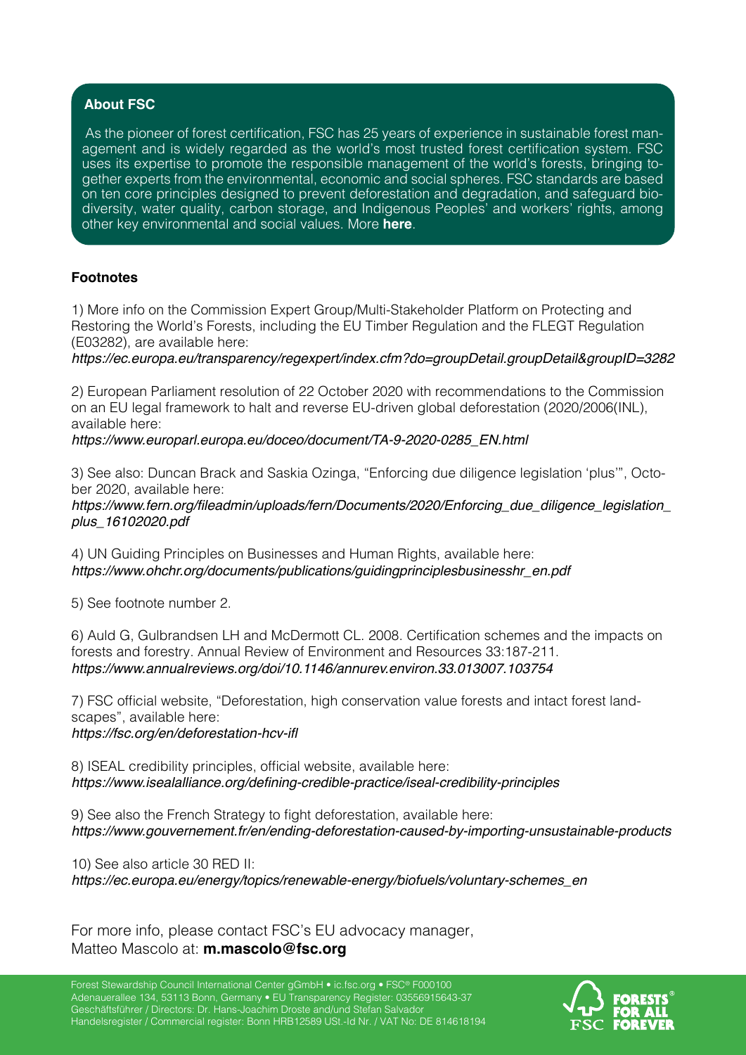## About FSC

As the pioneer of forest certification, FSC has 25 years of experience in sustainable forest management and is widely regarded as the world's most trusted forest certification system. FSC uses its expertise to promote the responsible management of the world's forests, bringing together experts from the environmental, economic and social spheres. FSC standards are based on ten core principles designed to prevent deforestation and degradation, and safeguard biodiversity, water quality, carbon storage, and Indigenous Peoples' and workers' rights, among other key environmental and social values. More **here**.

## Footnotes

1) More info on the Commission Expert Group/Multi-Stakeholder Platform on Protecting and Restoring the World's Forests, including the EU Timber Regulation and the FLEGT Regulation (E03282), are available here:
*https://ec.europa.eu/transparency/regexpert/index.cfm?do=groupDetail.groupDetail&groupID=3282*

2) European Parliament resolution of 22 October 2020 with recommendations to the Commission on an EU legal framework to halt and reverse EU-driven global deforestation (2020/2006(INL), available here:
*https://www.europarl.europa.eu/doceo/document/TA-9-2020-0285_EN.html*

3) See also: Duncan Brack and Saskia Ozinga, "Enforcing due diligence legislation 'plus'", October 2020, available here:
*https://www.fern.org/fileadmin/uploads/fern/Documents/2020/Enforcing_due_diligence_legislation_plus_16102020.pdf*

4) UN Guiding Principles on Businesses and Human Rights, available here:
*https://www.ohchr.org/documents/publications/guidingprinciplesbusinesshr_en.pdf*

5) See footnote number 2.

6) Auld G, Gulbrandsen LH and McDermott CL. 2008. Certification schemes and the impacts on forests and forestry. Annual Review of Environment and Resources 33:187-211.
*https://www.annualreviews.org/doi/10.1146/annurev.environ.33.013007.103754*

7) FSC official website, "Deforestation, high conservation value forests and intact forest landscapes", available here:
*https://fsc.org/en/deforestation-hcv-ifl*

8) ISEAL credibility principles, official website, available here:
*https://www.isealalliance.org/defining-credible-practice/iseal-credibility-principles*

9) See also the French Strategy to fight deforestation, available here:
*https://www.gouvernement.fr/en/ending-deforestation-caused-by-importing-unsustainable-products*

10) See also article 30 RED II:
*https://ec.europa.eu/energy/topics/renewable-energy/biofuels/voluntary-schemes_en*

For more info, please contact FSC's EU advocacy manager, Matteo Mascolo at: **m.mascolo@fsc.org**

Forest Stewardship Council International Center gGmbH • ic.fsc.org • FSC® F000100
Adenauerallee 134, 53113 Bonn, Germany • EU Transparency Register: 03556915643-37
Geschäftsführer / Directors: Dr. Hans-Joachim Droste and/und Stefan Salvador
Handelsregister / Commercial register: Bonn HRB12589 USt.-Id Nr. / VAT No: DE 814618194

FSC FORESTS® FOR ALL FOREVER